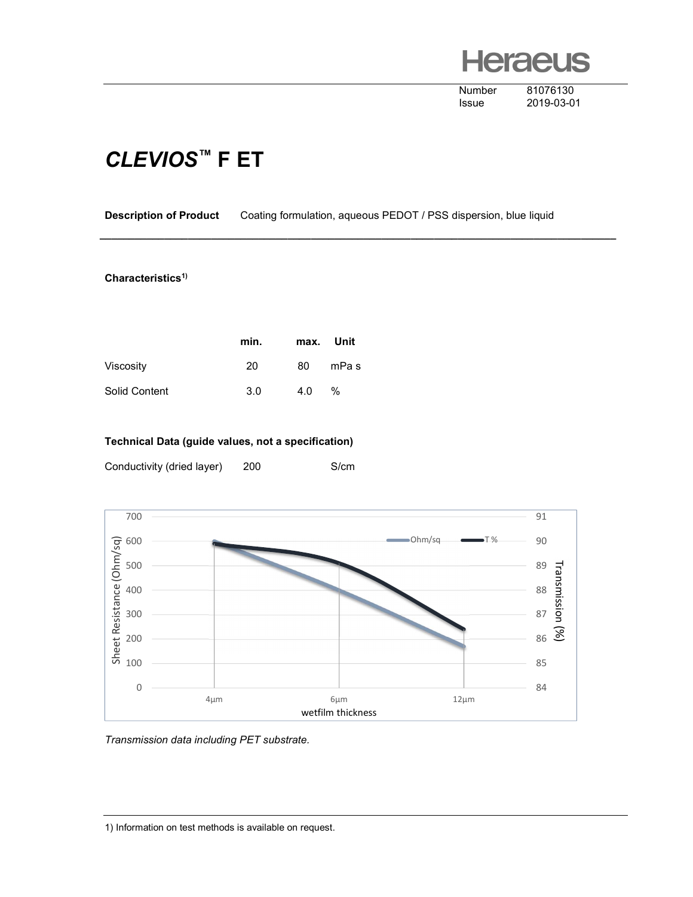Heraeus

| | |
|---|---|
| Number | 81076130 |
| Issue | 2019-03-01 |

# *CLEVIOS*™ F ET

**Description of Product** Coating formulation, aqueous PEDOT / PSS dispersion, blue liquid

### Characteristics[1)]

| | min. | max. | Unit |
|---|---|---|---|
| Viscosity | 20 | 80 | mPa s |
| Solid Content | 3.0 | 4.0 | % |

### Technical Data (guide values, not a specification)

| | | |
|---|---|---|
| Conductivity (dried layer) | 200 | S/cm |

*Transmission data including PET substrate.*

1) Information on test methods is available on request.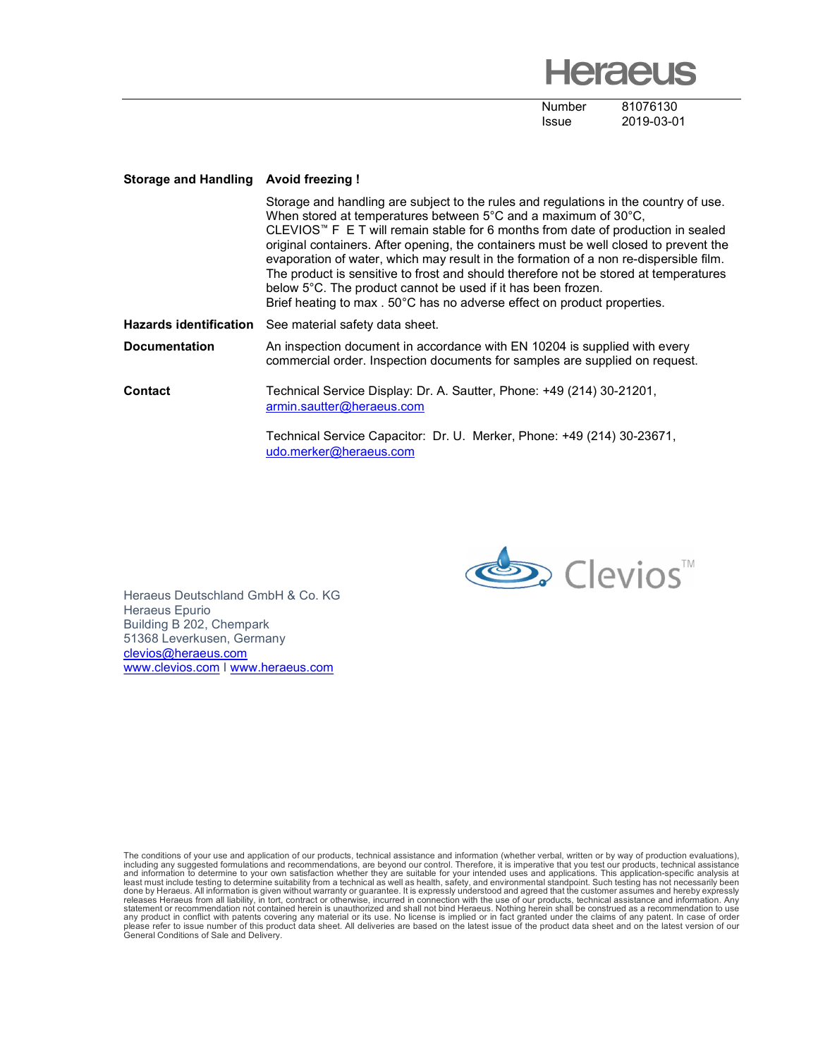Number 81076130
Issue 2019-03-01

| | |
|---|---|
| **Storage and Handling** | **Avoid freezing !** |
| | Storage and handling are subject to the rules and regulations in the country of use. When stored at temperatures between 5°C and a maximum of 30°C, CLEVIOS™ F E T will remain stable for 6 months from date of production in sealed original containers. After opening, the containers must be well closed to prevent the evaporation of water, which may result in the formation of a non re-dispersible film. The product is sensitive to frost and should therefore not be stored at temperatures below 5°C. The product cannot be used if it has been frozen. Brief heating to max . 50°C has no adverse effect on product properties. |
| **Hazards identification** | See material safety data sheet. |
| **Documentation** | An inspection document in accordance with EN 10204 is supplied with every commercial order. Inspection documents for samples are supplied on request. |
| **Contact** | Technical Service Display: Dr. A. Sautter, Phone: +49 (214) 30-21201, armin.sautter@heraeus.com |
| | Technical Service Capacitor: Dr. U. Merker, Phone: +49 (214) 30-23671, udo.merker@heraeus.com |

Heraeus Deutschland GmbH & Co. KG
Heraeus Epurio
Building B 202, Chempark
51368 Leverkusen, Germany
clevios@heraeus.com
www.clevios.com I www.heraeus.com

The conditions of your use and application of our products, technical assistance and information (whether verbal, written or by way of production evaluations), including any suggested formulations and recommendations, are beyond our control. Therefore, it is imperative that you test our products, technical assistance and information to determine to your own satisfaction whether they are suitable for your intended uses and applications. This application-specific analysis at least must include testing to determine suitability from a technical as well as health, safety, and environmental standpoint. Such testing has not necessarily been done by Heraeus. All information is given without warranty or guarantee. It is expressly understood and agreed that the customer assumes and hereby expressly releases Heraeus from all liability, in tort, contract or otherwise, incurred in connection with the use of our products, technical assistance and information. Any statement or recommendation not contained herein is unauthorized and shall not bind Heraeus. Nothing herein shall be construed as a recommendation to use any product in conflict with patents covering any material or its use. No license is implied or in fact granted under the claims of any patent. In case of order please refer to issue number of this product data sheet. All deliveries are based on the latest issue of the product data sheet and on the latest version of our General Conditions of Sale and Delivery.